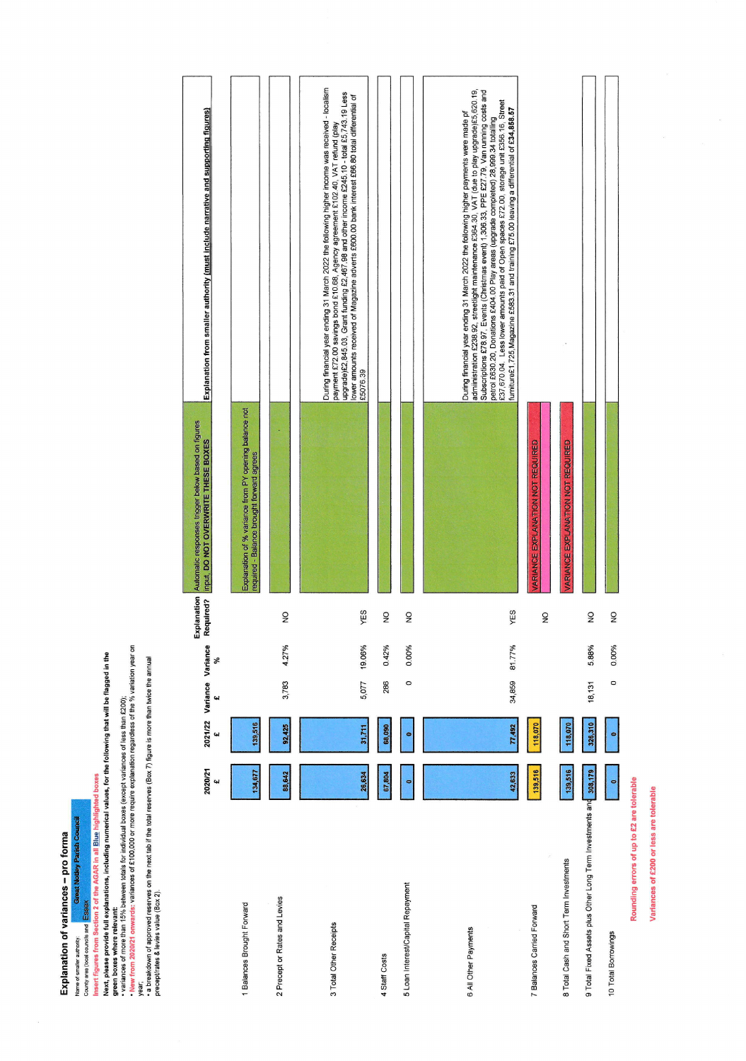# Explanation of variances – pro forma

Name of smaller authority: Great Notley Parish Council

County area (local councils and: Essex

Insert figures from Section 2 of the AGAR in all Blue highlighted boxes

**Next, please provide full explanations, including numerical values, for the following that will be flagged in the green boxes where relevant:**

- variances of more than 15% between totals for individual boxes (except variances of less than £200);
- New from 2020/21 onwards: variances of £100,000 or more require explanation regardless of the % variation year on year;
- a breakdown of approved reserves on the next tab if the total reserves (Box 7) figure is more than twice the annual precept/rates & levies value (Box 2).

| | 2020/21 £ | 2021/22 £ | Variance £ | Variance % | Explanation Required? | Automatic responses trigger below based on figures input, DO NOT OVERWRITE THESE BOXES | Explanation from smaller authority (must include narrative and supporting figures) |
|---|---|---|---|---|---|---|---|
| 1 Balances Brought Forward | 134,677 | 139,516 | | | | Explanation of % variance from PY opening balance not required - Balance brought forward agrees | |
| 2 Precept or Rates and Levies | 88,642 | 92,425 | 3,783 | 4.27% | NO | | |
| 3 Total Other Receipts | 26,634 | 31,711 | 5,077 | 19.06% | YES | | During financial year ending 31 March 2022 the following higher income was received - localism payment £72.00 savings bond £10.68, Agency agreement £102.40, VAT refund (play upgrade)£2,845.03, Grant funding £2,467.98 and other income £245.10 - total £5,743.19 Less lower amounts received of Magazine adverts £600.00 bank interest £66.80 total differential of £5076.39 |
| 4 Staff Costs | 67,804 | 68,090 | 286 | 0.42% | NO | | |
| 5 Loan Interest/Capital Repayment | 0 | 0 | 0 | 0.00% | NO | | |
| 6 All Other Payments | 42,633 | 77,492 | 34,859 | 81.77% | YES | | During financial year ending 31 March 2022 the following higher payments were made of administration £238.92, streetlight maintenance £364.30, VAT (due to play upgrade)£5,620.19, Subscriptions £78.97, Events (Christmas event) 1,306.33, PPE £27.79, Van running costs and petrol £630.20, Donations £404.00 Play areas (upgrade completed) 28,999.34 totalling £37,670.04. Less lower amounts paid of Open spaces £72.00, storage unit £356.16, Street furniture£1,725,Magazine £583.31 and training £75.00 leaving a differential of **£34,858.57** |
| 7 Balances Carried Forward | 139,516 | 118,070 | | | NO | VARIANCE EXPLANATION NOT REQUIRED | |
| 8 Total Cash and Short Term Investments | 139,516 | 118,070 | | | | VARIANCE EXPLANATION NOT REQUIRED | |
| 9 Total Fixed Assets plus Other Long Term Investments and | 308,179 | 326,310 | 18,131 | 5.88% | NO | | |
| 10 Total Borrowings | 0 | 0 | 0 | 0.00% | NO | | |

Rounding errors of up to £2 are tolerable

Variances of £200 or less are tolerable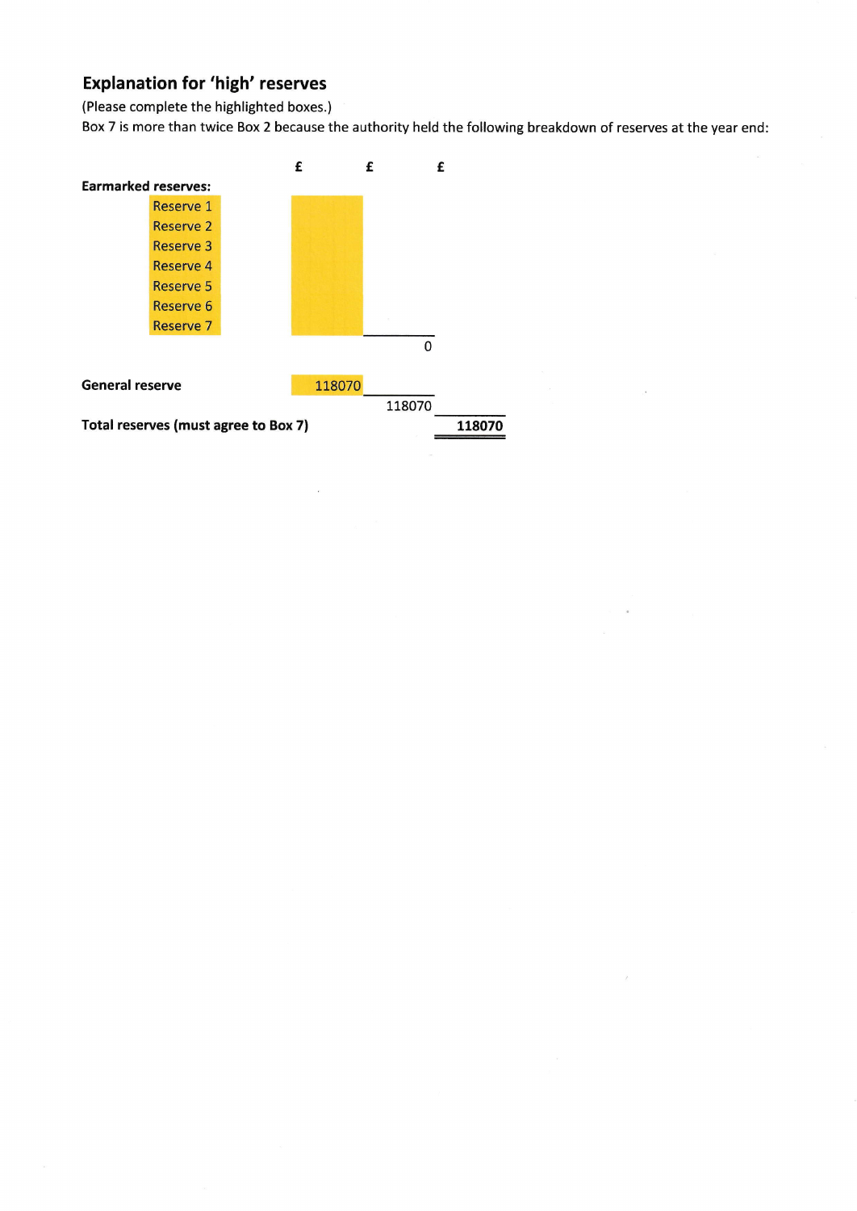## Explanation for 'high' reserves

(Please complete the highlighted boxes.)

Box 7 is more than twice Box 2 because the authority held the following breakdown of reserves at the year end:

| | £ | £ | £ |
|---|---|---|---|
| **Earmarked reserves:** | | | |
| Reserve 1 | | | |
| Reserve 2 | | | |
| Reserve 3 | | | |
| Reserve 4 | | | |
| Reserve 5 | | | |
| Reserve 6 | | | |
| Reserve 7 | | | |
| | | 0 | |
| **General reserve** | 118070 | | |
| | | 118070 | |
| **Total reserves (must agree to Box 7)** | | | **118070** |